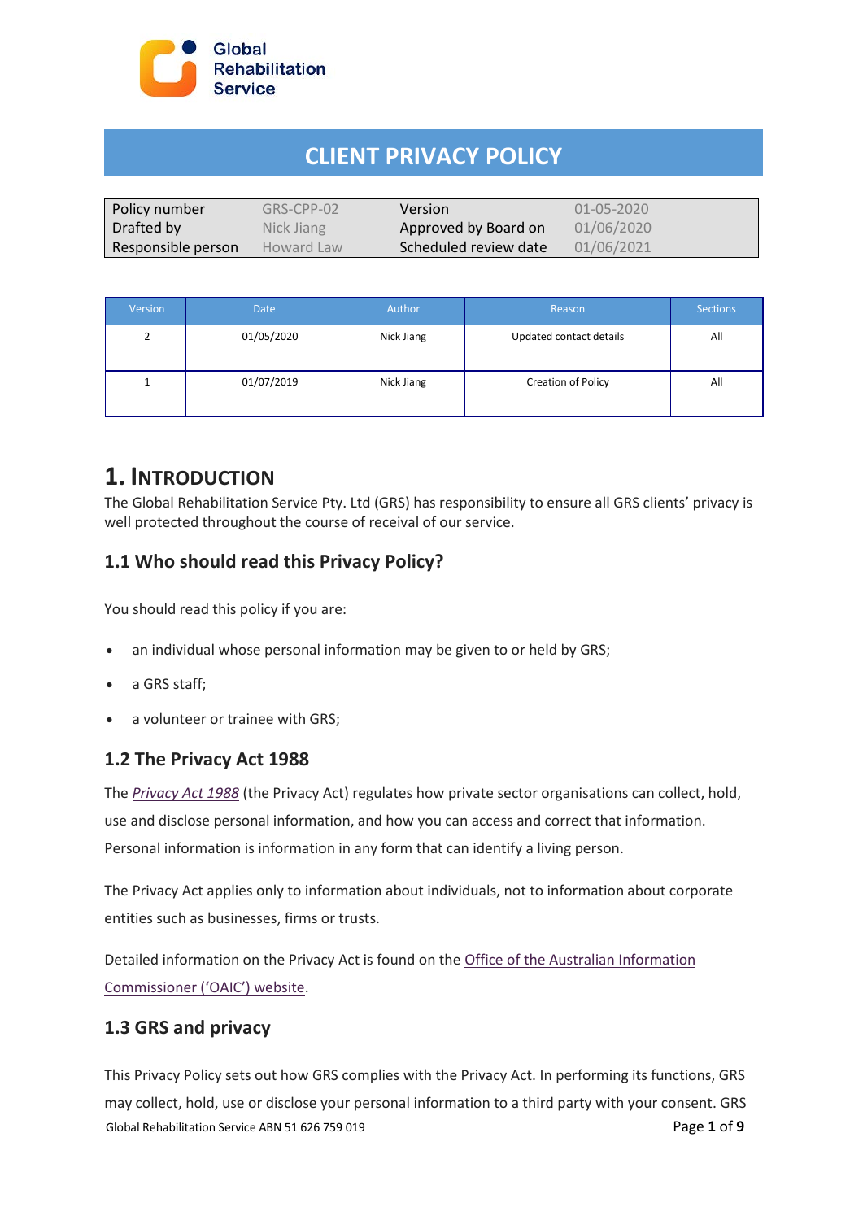Global Rehabilitation Service

# CLIENT PRIVACY POLICY

| Policy number | GRS-CPP-02 | Version | 01-05-2020 |
| --- | --- | --- | --- |
| Drafted by | Nick Jiang | Approved by Board on | 01/06/2020 |
| Responsible person | Howard Law | Scheduled review date | 01/06/2021 |

| Version | Date | Author | Reason | Sections |
| --- | --- | --- | --- | --- |
| 2 | 01/05/2020 | Nick Jiang | Updated contact details | All |
| 1 | 01/07/2019 | Nick Jiang | Creation of Policy | All |

# 1. INTRODUCTION

The Global Rehabilitation Service Pty. Ltd (GRS) has responsibility to ensure all GRS clients' privacy is well protected throughout the course of receival of our service.

## 1.1 Who should read this Privacy Policy?

You should read this policy if you are:

- an individual whose personal information may be given to or held by GRS;
- a GRS staff;
- a volunteer or trainee with GRS;

## 1.2 The Privacy Act 1988

The *Privacy Act 1988* (the Privacy Act) regulates how private sector organisations can collect, hold, use and disclose personal information, and how you can access and correct that information. Personal information is information in any form that can identify a living person.

The Privacy Act applies only to information about individuals, not to information about corporate entities such as businesses, firms or trusts.

Detailed information on the Privacy Act is found on the Office of the Australian Information Commissioner ('OAIC') website.

## 1.3 GRS and privacy

This Privacy Policy sets out how GRS complies with the Privacy Act. In performing its functions, GRS may collect, hold, use or disclose your personal information to a third party with your consent. GRS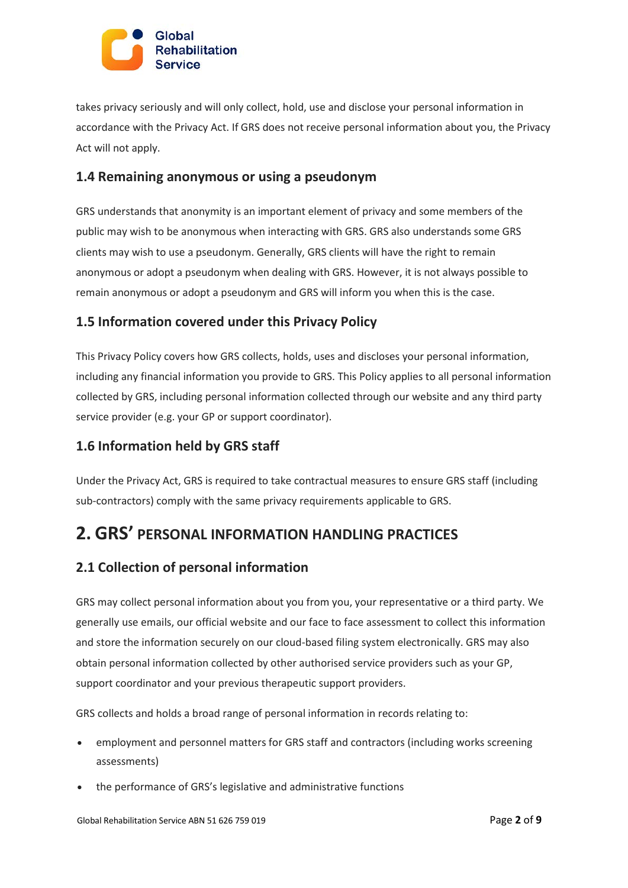takes privacy seriously and will only collect, hold, use and disclose your personal information in accordance with the Privacy Act. If GRS does not receive personal information about you, the Privacy Act will not apply.

### 1.4 Remaining anonymous or using a pseudonym

GRS understands that anonymity is an important element of privacy and some members of the public may wish to be anonymous when interacting with GRS. GRS also understands some GRS clients may wish to use a pseudonym. Generally, GRS clients will have the right to remain anonymous or adopt a pseudonym when dealing with GRS. However, it is not always possible to remain anonymous or adopt a pseudonym and GRS will inform you when this is the case.

### 1.5 Information covered under this Privacy Policy

This Privacy Policy covers how GRS collects, holds, uses and discloses your personal information, including any financial information you provide to GRS. This Policy applies to all personal information collected by GRS, including personal information collected through our website and any third party service provider (e.g. your GP or support coordinator).

### 1.6 Information held by GRS staff

Under the Privacy Act, GRS is required to take contractual measures to ensure GRS staff (including sub-contractors) comply with the same privacy requirements applicable to GRS.

## 2. GRS' PERSONAL INFORMATION HANDLING PRACTICES

### 2.1 Collection of personal information

GRS may collect personal information about you from you, your representative or a third party. We generally use emails, our official website and our face to face assessment to collect this information and store the information securely on our cloud-based filing system electronically. GRS may also obtain personal information collected by other authorised service providers such as your GP, support coordinator and your previous therapeutic support providers.

GRS collects and holds a broad range of personal information in records relating to:

- employment and personnel matters for GRS staff and contractors (including works screening assessments)
- the performance of GRS's legislative and administrative functions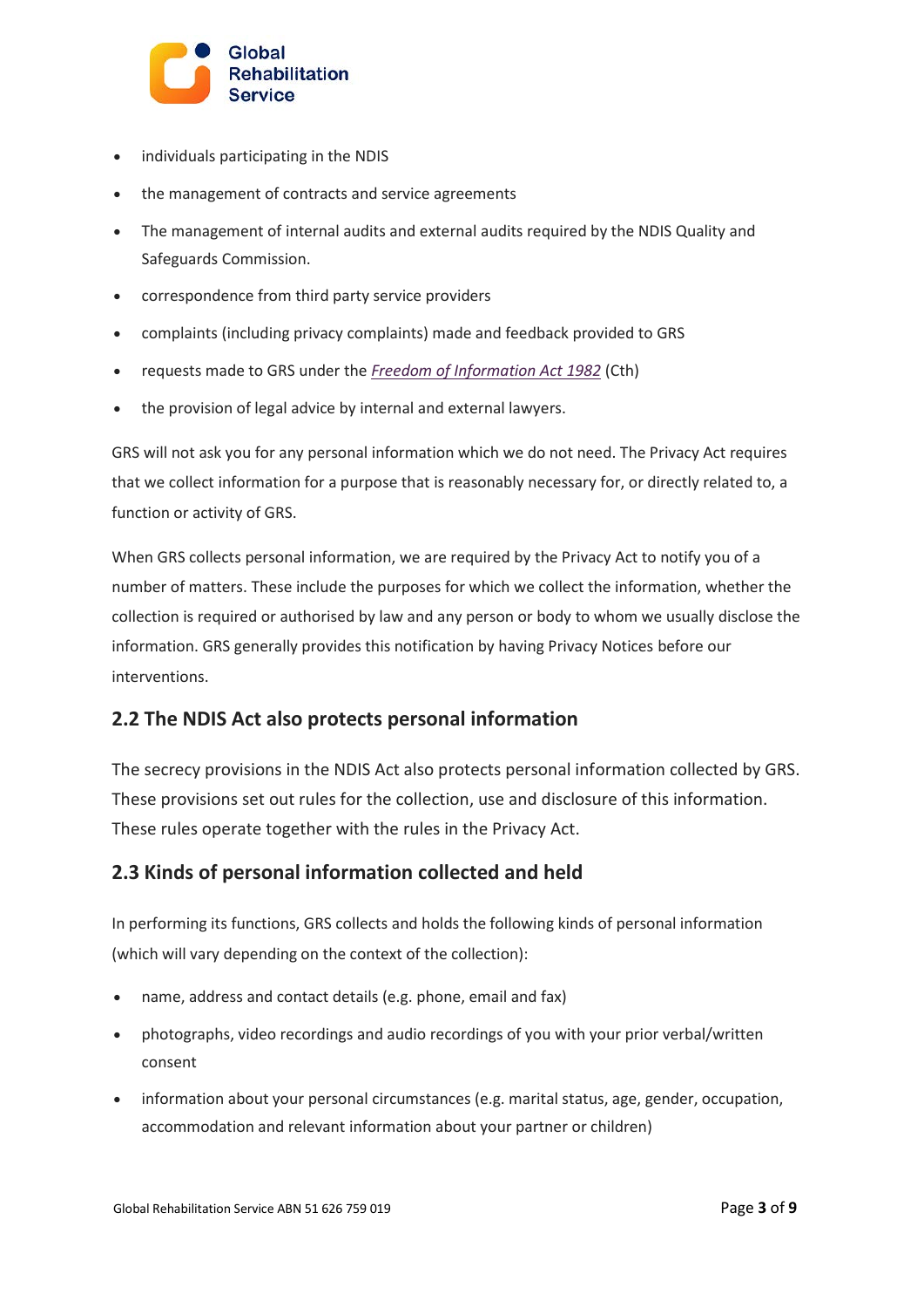- individuals participating in the NDIS
- the management of contracts and service agreements
- The management of internal audits and external audits required by the NDIS Quality and Safeguards Commission.
- correspondence from third party service providers
- complaints (including privacy complaints) made and feedback provided to GRS
- requests made to GRS under the *Freedom of Information Act 1982* (Cth)
- the provision of legal advice by internal and external lawyers.

GRS will not ask you for any personal information which we do not need. The Privacy Act requires that we collect information for a purpose that is reasonably necessary for, or directly related to, a function or activity of GRS.

When GRS collects personal information, we are required by the Privacy Act to notify you of a number of matters. These include the purposes for which we collect the information, whether the collection is required or authorised by law and any person or body to whom we usually disclose the information. GRS generally provides this notification by having Privacy Notices before our interventions.

## 2.2 The NDIS Act also protects personal information

The secrecy provisions in the NDIS Act also protects personal information collected by GRS. These provisions set out rules for the collection, use and disclosure of this information. These rules operate together with the rules in the Privacy Act.

## 2.3 Kinds of personal information collected and held

In performing its functions, GRS collects and holds the following kinds of personal information (which will vary depending on the context of the collection):

- name, address and contact details (e.g. phone, email and fax)
- photographs, video recordings and audio recordings of you with your prior verbal/written consent
- information about your personal circumstances (e.g. marital status, age, gender, occupation, accommodation and relevant information about your partner or children)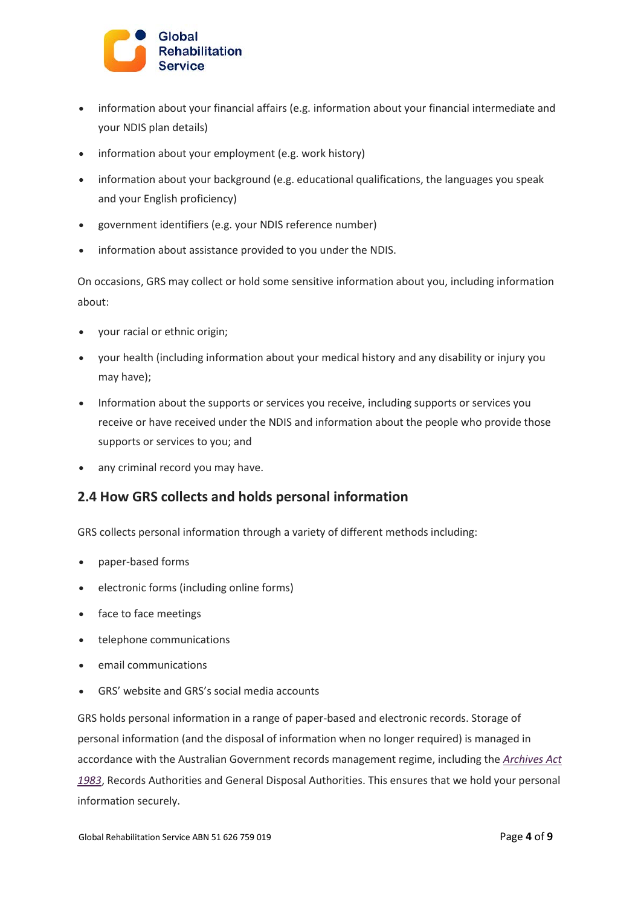- information about your financial affairs (e.g. information about your financial intermediate and your NDIS plan details)
- information about your employment (e.g. work history)
- information about your background (e.g. educational qualifications, the languages you speak and your English proficiency)
- government identifiers (e.g. your NDIS reference number)
- information about assistance provided to you under the NDIS.

On occasions, GRS may collect or hold some sensitive information about you, including information about:

- your racial or ethnic origin;
- your health (including information about your medical history and any disability or injury you may have);
- Information about the supports or services you receive, including supports or services you receive or have received under the NDIS and information about the people who provide those supports or services to you; and
- any criminal record you may have.

## 2.4 How GRS collects and holds personal information

GRS collects personal information through a variety of different methods including:

- paper-based forms
- electronic forms (including online forms)
- face to face meetings
- telephone communications
- email communications
- GRS' website and GRS's social media accounts

GRS holds personal information in a range of paper-based and electronic records. Storage of personal information (and the disposal of information when no longer required) is managed in accordance with the Australian Government records management regime, including the *Archives Act 1983*, Records Authorities and General Disposal Authorities. This ensures that we hold your personal information securely.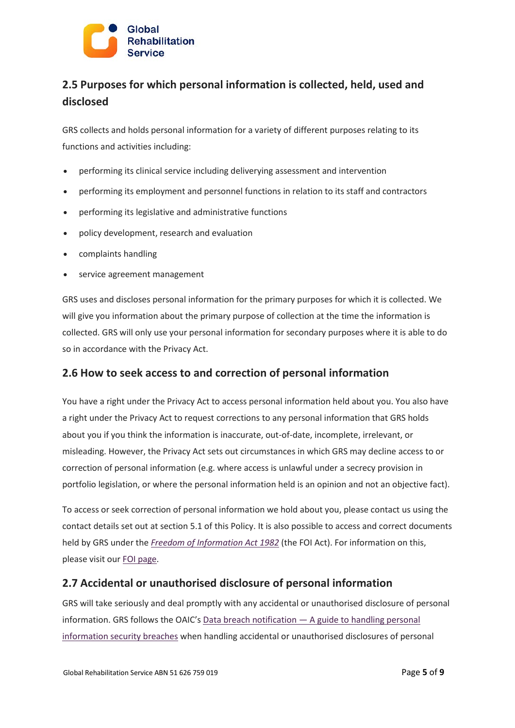## 2.5 Purposes for which personal information is collected, held, used and disclosed

GRS collects and holds personal information for a variety of different purposes relating to its functions and activities including:

- performing its clinical service including deliverying assessment and intervention
- performing its employment and personnel functions in relation to its staff and contractors
- performing its legislative and administrative functions
- policy development, research and evaluation
- complaints handling
- service agreement management

GRS uses and discloses personal information for the primary purposes for which it is collected. We will give you information about the primary purpose of collection at the time the information is collected. GRS will only use your personal information for secondary purposes where it is able to do so in accordance with the Privacy Act.

## 2.6 How to seek access to and correction of personal information

You have a right under the Privacy Act to access personal information held about you. You also have a right under the Privacy Act to request corrections to any personal information that GRS holds about you if you think the information is inaccurate, out-of-date, incomplete, irrelevant, or misleading. However, the Privacy Act sets out circumstances in which GRS may decline access to or correction of personal information (e.g. where access is unlawful under a secrecy provision in portfolio legislation, or where the personal information held is an opinion and not an objective fact).

To access or seek correction of personal information we hold about you, please contact us using the contact details set out at section 5.1 of this Policy. It is also possible to access and correct documents held by GRS under the *Freedom of Information Act 1982* (the FOI Act). For information on this, please visit our FOI page.

## 2.7 Accidental or unauthorised disclosure of personal information

GRS will take seriously and deal promptly with any accidental or unauthorised disclosure of personal information. GRS follows the OAIC's Data breach notification — A guide to handling personal information security breaches when handling accidental or unauthorised disclosures of personal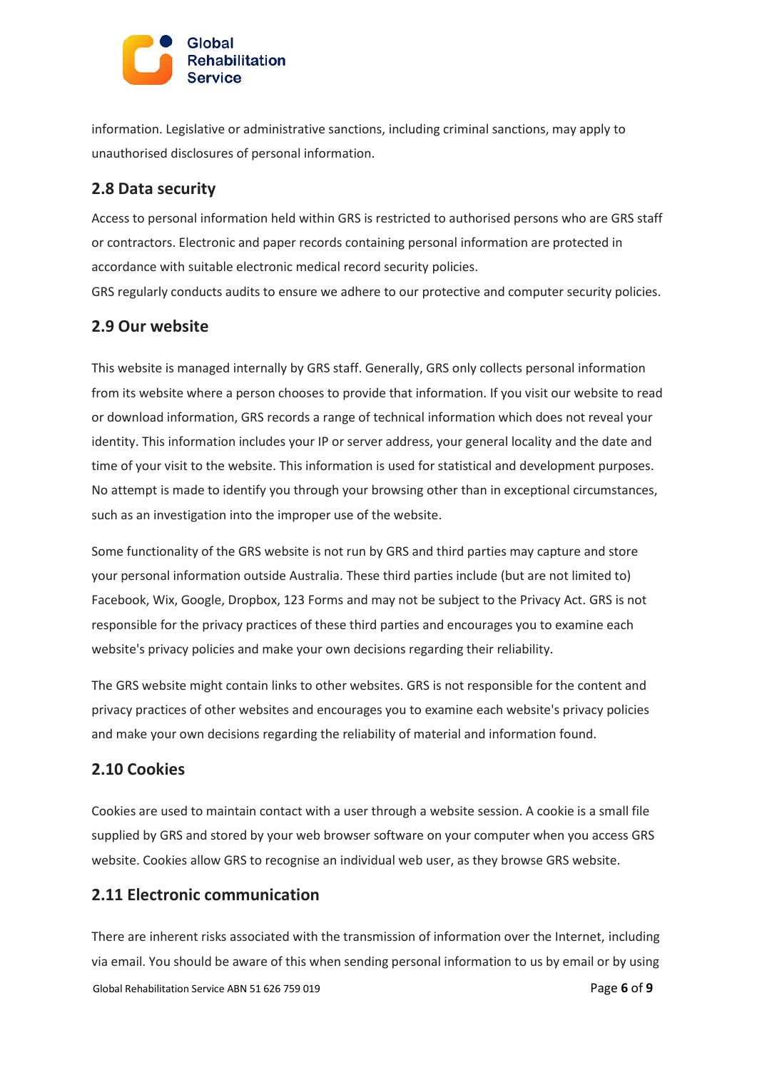information. Legislative or administrative sanctions, including criminal sanctions, may apply to unauthorised disclosures of personal information.

## 2.8 Data security

Access to personal information held within GRS is restricted to authorised persons who are GRS staff or contractors. Electronic and paper records containing personal information are protected in accordance with suitable electronic medical record security policies.

GRS regularly conducts audits to ensure we adhere to our protective and computer security policies.

## 2.9 Our website

This website is managed internally by GRS staff. Generally, GRS only collects personal information from its website where a person chooses to provide that information. If you visit our website to read or download information, GRS records a range of technical information which does not reveal your identity. This information includes your IP or server address, your general locality and the date and time of your visit to the website. This information is used for statistical and development purposes. No attempt is made to identify you through your browsing other than in exceptional circumstances, such as an investigation into the improper use of the website.

Some functionality of the GRS website is not run by GRS and third parties may capture and store your personal information outside Australia. These third parties include (but are not limited to) Facebook, Wix, Google, Dropbox, 123 Forms and may not be subject to the Privacy Act. GRS is not responsible for the privacy practices of these third parties and encourages you to examine each website's privacy policies and make your own decisions regarding their reliability.

The GRS website might contain links to other websites. GRS is not responsible for the content and privacy practices of other websites and encourages you to examine each website's privacy policies and make your own decisions regarding the reliability of material and information found.

## 2.10 Cookies

Cookies are used to maintain contact with a user through a website session. A cookie is a small file supplied by GRS and stored by your web browser software on your computer when you access GRS website. Cookies allow GRS to recognise an individual web user, as they browse GRS website.

## 2.11 Electronic communication

There are inherent risks associated with the transmission of information over the Internet, including via email. You should be aware of this when sending personal information to us by email or by using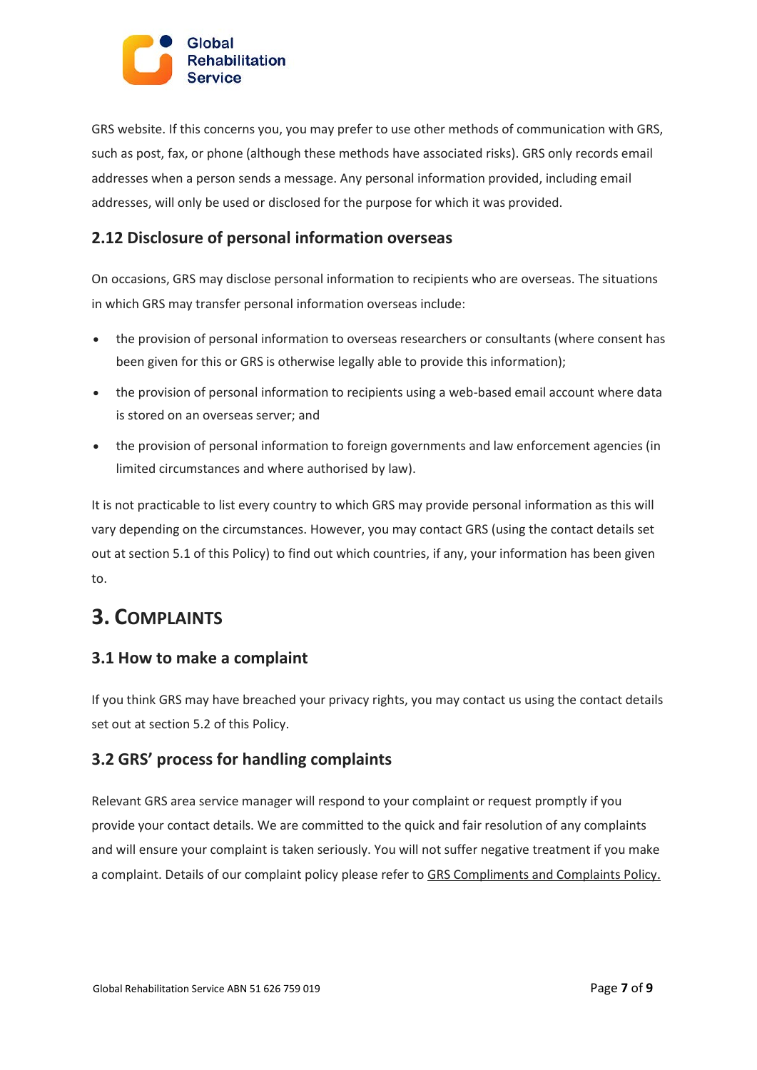GRS website. If this concerns you, you may prefer to use other methods of communication with GRS, such as post, fax, or phone (although these methods have associated risks). GRS only records email addresses when a person sends a message. Any personal information provided, including email addresses, will only be used or disclosed for the purpose for which it was provided.

### 2.12 Disclosure of personal information overseas

On occasions, GRS may disclose personal information to recipients who are overseas. The situations in which GRS may transfer personal information overseas include:

- the provision of personal information to overseas researchers or consultants (where consent has been given for this or GRS is otherwise legally able to provide this information);
- the provision of personal information to recipients using a web-based email account where data is stored on an overseas server; and
- the provision of personal information to foreign governments and law enforcement agencies (in limited circumstances and where authorised by law).

It is not practicable to list every country to which GRS may provide personal information as this will vary depending on the circumstances. However, you may contact GRS (using the contact details set out at section 5.1 of this Policy) to find out which countries, if any, your information has been given to.

## 3. Complaints

### 3.1 How to make a complaint

If you think GRS may have breached your privacy rights, you may contact us using the contact details set out at section 5.2 of this Policy.

### 3.2 GRS' process for handling complaints

Relevant GRS area service manager will respond to your complaint or request promptly if you provide your contact details. We are committed to the quick and fair resolution of any complaints and will ensure your complaint is taken seriously. You will not suffer negative treatment if you make a complaint. Details of our complaint policy please refer to GRS Compliments and Complaints Policy.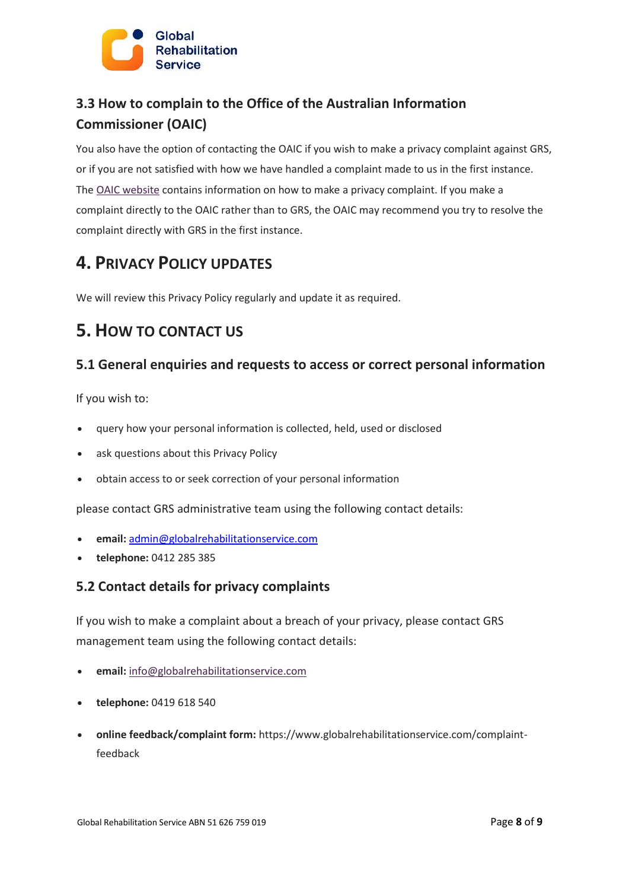### 3.3 How to complain to the Office of the Australian Information Commissioner (OAIC)

You also have the option of contacting the OAIC if you wish to make a privacy complaint against GRS, or if you are not satisfied with how we have handled a complaint made to us in the first instance. The OAIC website contains information on how to make a privacy complaint. If you make a complaint directly to the OAIC rather than to GRS, the OAIC may recommend you try to resolve the complaint directly with GRS in the first instance.

## 4. Privacy Policy updates

We will review this Privacy Policy regularly and update it as required.

## 5. How to contact us

### 5.1 General enquiries and requests to access or correct personal information

If you wish to:

- query how your personal information is collected, held, used or disclosed
- ask questions about this Privacy Policy
- obtain access to or seek correction of your personal information

please contact GRS administrative team using the following contact details:

- **email:** admin@globalrehabilitationservice.com
- **telephone:** 0412 285 385

### 5.2 Contact details for privacy complaints

If you wish to make a complaint about a breach of your privacy, please contact GRS management team using the following contact details:

- **email:** info@globalrehabilitationservice.com
- **telephone:** 0419 618 540
- **online feedback/complaint form:** https://www.globalrehabilitationservice.com/complaint-feedback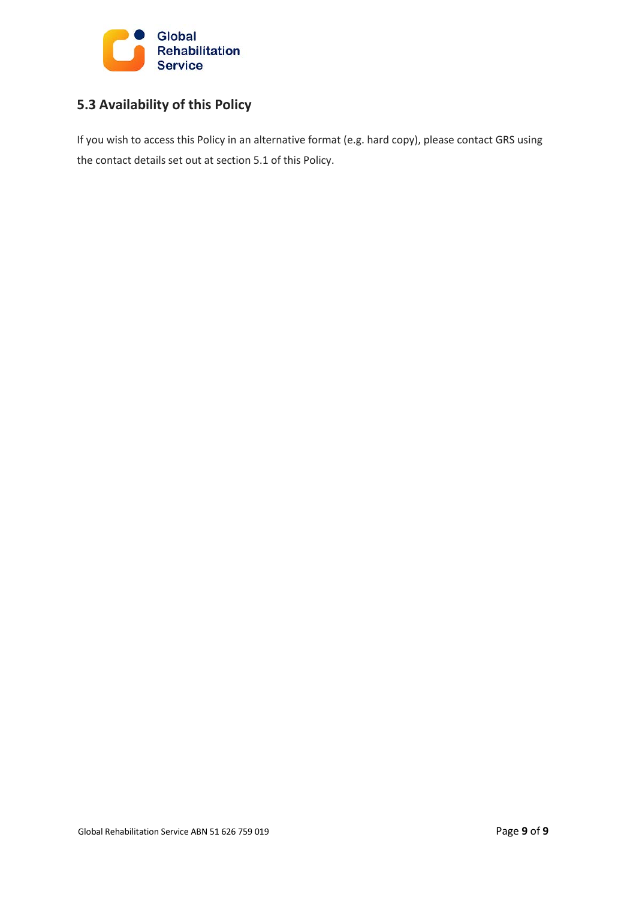## 5.3 Availability of this Policy

If you wish to access this Policy in an alternative format (e.g. hard copy), please contact GRS using the contact details set out at section 5.1 of this Policy.